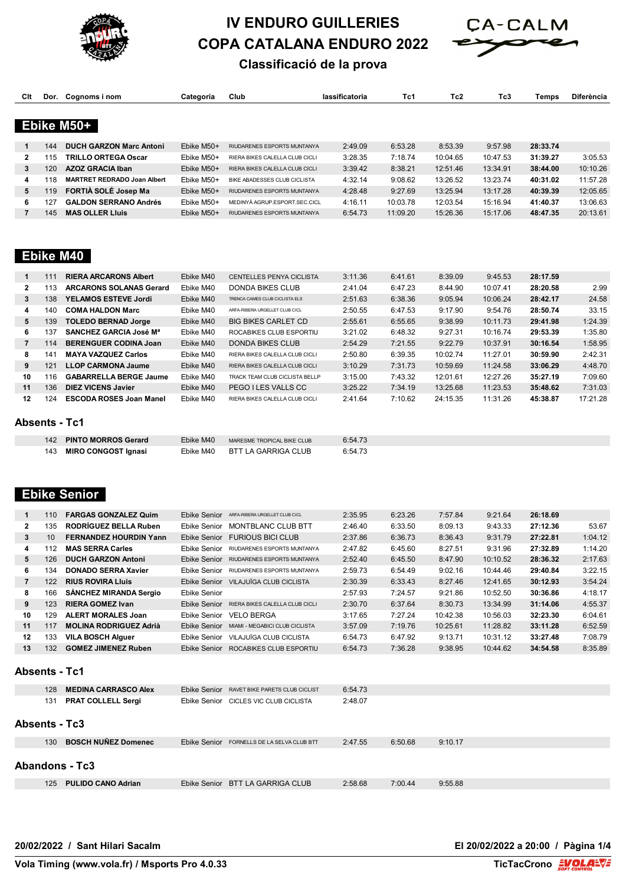# IV ENDURO GUILLERIES
# COPA CATALANA ENDURO 2022
## Classificació de la prova

## Ebike M50+

| Clt | Dor. | Cognoms i nom | Categoria | Club | lassificatoria | Tc1 | Tc2 | Tc3 | Temps | Diferència |
|---|---|---|---|---|---|---|---|---|---|---|
| 1 | 144 | **DUCH GARZON Marc Antoni** | Ebike M50+ | RIUDARENES ESPORTS MUNTANYA | 2:49.09 | 6:53.28 | 8:53.39 | 9:57.98 | **28:33.74** | |
| 2 | 115 | **TRILLO ORTEGA Oscar** | Ebike M50+ | RIERA BIKES CALELLA CLUB CICLI | 3:28.35 | 7:18.74 | 10:04.65 | 10:47.53 | **31:39.27** | 3:05.53 |
| 3 | 120 | **AZOZ GRACIA Iban** | Ebike M50+ | RIERA BIKES CALELLA CLUB CICLI | 3:39.42 | 8:38.21 | 12:51.46 | 13:34.91 | **38:44.00** | 10:10.26 |
| 4 | 118 | **MARTRET REDRADO Joan Albert** | Ebike M50+ | BIKE ABADESSES CLUB CICLISTA | 4:32.14 | 9:08.62 | 13:26.52 | 13:23.74 | **40:31.02** | 11:57.28 |
| 5 | 119 | **FORTIÀ SOLÉ Josep Ma** | Ebike M50+ | RIUDARENES ESPORTS MUNTANYA | 4:28.48 | 9:27.69 | 13:25.94 | 13:17.28 | **40:39.39** | 12:05.65 |
| 6 | 127 | **GALDON SERRANO Andrés** | Ebike M50+ | MEDINYÀ AGRUP.ESPORT.SEC.CICL | 4:16.11 | 10:03.78 | 12:03.54 | 15:16.94 | **41:40.37** | 13:06.63 |
| 7 | 145 | **MAS OLLER Lluis** | Ebike M50+ | RIUDARENES ESPORTS MUNTANYA | 6:54.73 | 11:09.20 | 15:26.36 | 15:17.06 | **48:47.35** | 20:13.61 |

## Ebike M40

| Clt | Dor. | Cognoms i nom | Categoria | Club | lassificatoria | Tc1 | Tc2 | Tc3 | Temps | Diferència |
|---|---|---|---|---|---|---|---|---|---|---|
| 1 | 111 | **RIERA ARCARONS Albert** | Ebike M40 | CENTELLES PENYA CICLISTA | 3:11.36 | 6:41.61 | 8:39.09 | 9:45.53 | **28:17.59** | |
| 2 | 113 | **ARCARONS SOLANAS Gerard** | Ebike M40 | DONDA BIKES CLUB | 2:41.04 | 6:47.23 | 8:44.90 | 10:07.41 | **28:20.58** | 2.99 |
| 3 | 138 | **YELAMOS ESTEVE Jordi** | Ebike M40 | TRENCA CAMES CLUB CICLISTA ELS | 2:51.63 | 6:38.36 | 9:05.94 | 10:06.24 | **28:42.17** | 24.58 |
| 4 | 140 | **COMA HALDON Marc** | Ebike M40 | ARFA-RIBERA URGELLET CLUB CICL | 2:50.55 | 6:47.53 | 9:17.90 | 9:54.76 | **28:50.74** | 33.15 |
| 5 | 139 | **TOLEDO BERNAD Jorge** | Ebike M40 | BIG BIKES CARLET CD | 2:55.61 | 6:55.65 | 9:38.99 | 10:11.73 | **29:41.98** | 1:24.39 |
| 6 | 137 | **SANCHEZ GARCIA José Mª** | Ebike M40 | ROCABIKES CLUB ESPORTIU | 3:21.02 | 6:48.32 | 9:27.31 | 10:16.74 | **29:53.39** | 1:35.80 |
| 7 | 114 | **BERENGUER CODINA Joan** | Ebike M40 | DONDA BIKES CLUB | 2:54.29 | 7:21.55 | 9:22.79 | 10:37.91 | **30:16.54** | 1:58.95 |
| 8 | 141 | **MAYA VAZQUEZ Carlos** | Ebike M40 | RIERA BIKES CALELLA CLUB CICLI | 2:50.80 | 6:39.35 | 10:02.74 | 11:27.01 | **30:59.90** | 2:42.31 |
| 9 | 121 | **LLOP CARMONA Jaume** | Ebike M40 | RIERA BIKES CALELLA CLUB CICLI | 3:10.29 | 7:31.73 | 10:59.69 | 11:24.58 | **33:06.29** | 4:48.70 |
| 10 | 116 | **GABARRELLA BERGE Jaume** | Ebike M40 | TRACK TEAM CLUB CICLISTA BELLP | 3:15.00 | 7:43.32 | 12:01.61 | 12:27.26 | **35:27.19** | 7:09.60 |
| 11 | 136 | **DIEZ VICENS Javier** | Ebike M40 | PEGO I LES VALLS CC | 3:25.22 | 7:34.19 | 13:25.68 | 11:23.53 | **35:48.62** | 7:31.03 |
| 12 | 124 | **ESCODA ROSES Joan Manel** | Ebike M40 | RIERA BIKES CALELLA CLUB CICLI | 2:41.64 | 7:10.62 | 24:15.35 | 11:31.26 | **45:38.87** | 17:21.28 |

### Absents - Tc1

| Dor. | Cognoms i nom | Categoria | Club | lassificatoria |
|---|---|---|---|---|
| 142 | **PINTO MORROS Gerard** | Ebike M40 | MARESME TROPICAL BIKE CLUB | 6:54.73 |
| 143 | **MIRO CONGOST Ignasi** | Ebike M40 | BTT LA GARRIGA CLUB | 6:54.73 |

## Ebike Senior

| Clt | Dor. | Cognoms i nom | Categoria | Club | lassificatoria | Tc1 | Tc2 | Tc3 | Temps | Diferència |
|---|---|---|---|---|---|---|---|---|---|---|
| 1 | 110 | **FARGAS GONZALEZ Quim** | Ebike Senior | ARFA-RIBERA URGELLET CLUB CICL | 2:35.95 | 6:23.26 | 7:57.84 | 9:21.64 | **26:18.69** | |
| 2 | 135 | **RODRÍGUEZ BELLA Ruben** | Ebike Senior | MONTBLANC CLUB BTT | 2:46.40 | 6:33.50 | 8:09.13 | 9:43.33 | **27:12.36** | 53.67 |
| 3 | 10 | **FERNANDEZ HOURDIN Yann** | Ebike Senior | FURIOUS BICI CLUB | 2:37.86 | 6:36.73 | 8:36.43 | 9:31.79 | **27:22.81** | 1:04.12 |
| 4 | 112 | **MAS SERRA Carles** | Ebike Senior | RIUDARENES ESPORTS MUNTANYA | 2:47.82 | 6:45.60 | 8:27.51 | 9:31.96 | **27:32.89** | 1:14.20 |
| 5 | 126 | **DUCH GARZON Antoni** | Ebike Senior | RIUDARENES ESPORTS MUNTANYA | 2:52.40 | 6:45.50 | 8:47.90 | 10:10.52 | **28:36.32** | 2:17.63 |
| 6 | 134 | **DONADO SERRA Xavier** | Ebike Senior | RIUDARENES ESPORTS MUNTANYA | 2:59.73 | 6:54.49 | 9:02.16 | 10:44.46 | **29:40.84** | 3:22.15 |
| 7 | 122 | **RIUS ROVIRA Lluis** | Ebike Senior | VILAJUÏGA CLUB CICLISTA | 2:30.39 | 6:33.43 | 8:27.46 | 12:41.65 | **30:12.93** | 3:54.24 |
| 8 | 166 | **SÁNCHEZ MIRANDA Sergio** | Ebike Senior | | 2:57.93 | 7:24.57 | 9:21.86 | 10:52.50 | **30:36.86** | 4:18.17 |
| 9 | 123 | **RIERA GOMEZ Ivan** | Ebike Senior | RIERA BIKES CALELLA CLUB CICLI | 2:30.70 | 6:37.64 | 8:30.73 | 13:34.99 | **31:14.06** | 4:55.37 |
| 10 | 129 | **ALERT MORALES Joan** | Ebike Senior | VELO BERGA | 3:17.65 | 7:27.24 | 10:42.38 | 10:56.03 | **32:23.30** | 6:04.61 |
| 11 | 117 | **MOLINA RODRIGUEZ Adrià** | Ebike Senior | MIAMI - MEGABICI CLUB CICLISTA | 3:57.09 | 7:19.76 | 10:25.61 | 11:28.82 | **33:11.28** | 6:52.59 |
| 12 | 133 | **VILA BOSCH Alguer** | Ebike Senior | VILAJUÏGA CLUB CICLISTA | 6:54.73 | 6:47.92 | 9:13.71 | 10:31.12 | **33:27.48** | 7:08.79 |
| 13 | 132 | **GOMEZ JIMENEZ Ruben** | Ebike Senior | ROCABIKES CLUB ESPORTIU | 6:54.73 | 7:36.28 | 9:38.95 | 10:44.62 | **34:54.58** | 8:35.89 |

### Absents - Tc1

| Dor. | Cognoms i nom | Categoria | Club | lassificatoria |
|---|---|---|---|---|
| 128 | **MEDINA CARRASCO Alex** | Ebike Senior | RAVET BIKE PARETS CLUB CICLIST | 6:54.73 |
| 131 | **PRAT COLLELL Sergi** | Ebike Senior | CICLES VIC CLUB CICLISTA | 2:48.07 |

### Absents - Tc3

| Dor. | Cognoms i nom | Categoria | Club | lassificatoria | Tc1 | Tc2 |
|---|---|---|---|---|---|---|
| 130 | **BOSCH NUÑEZ Domenec** | Ebike Senior | FORNELLS DE LA SELVA CLUB BTT | 2:47.55 | 6:50.68 | 9:10.17 |

### Abandons - Tc3

| Dor. | Cognoms i nom | Categoria | Club | lassificatoria | Tc1 | Tc2 |
|---|---|---|---|---|---|---|
| 125 | **PULIDO CANO Adrian** | Ebike Senior | BTT LA GARRIGA CLUB | 2:58.68 | 7:00.44 | 9:55.88 |

**20/02/2022 / Sant Hilari Sacalm**

**El 20/02/2022 a 20:00**

**Vola Timing (www.vola.fr) / Msports Pro 4.0.33**

**TicTacCrono**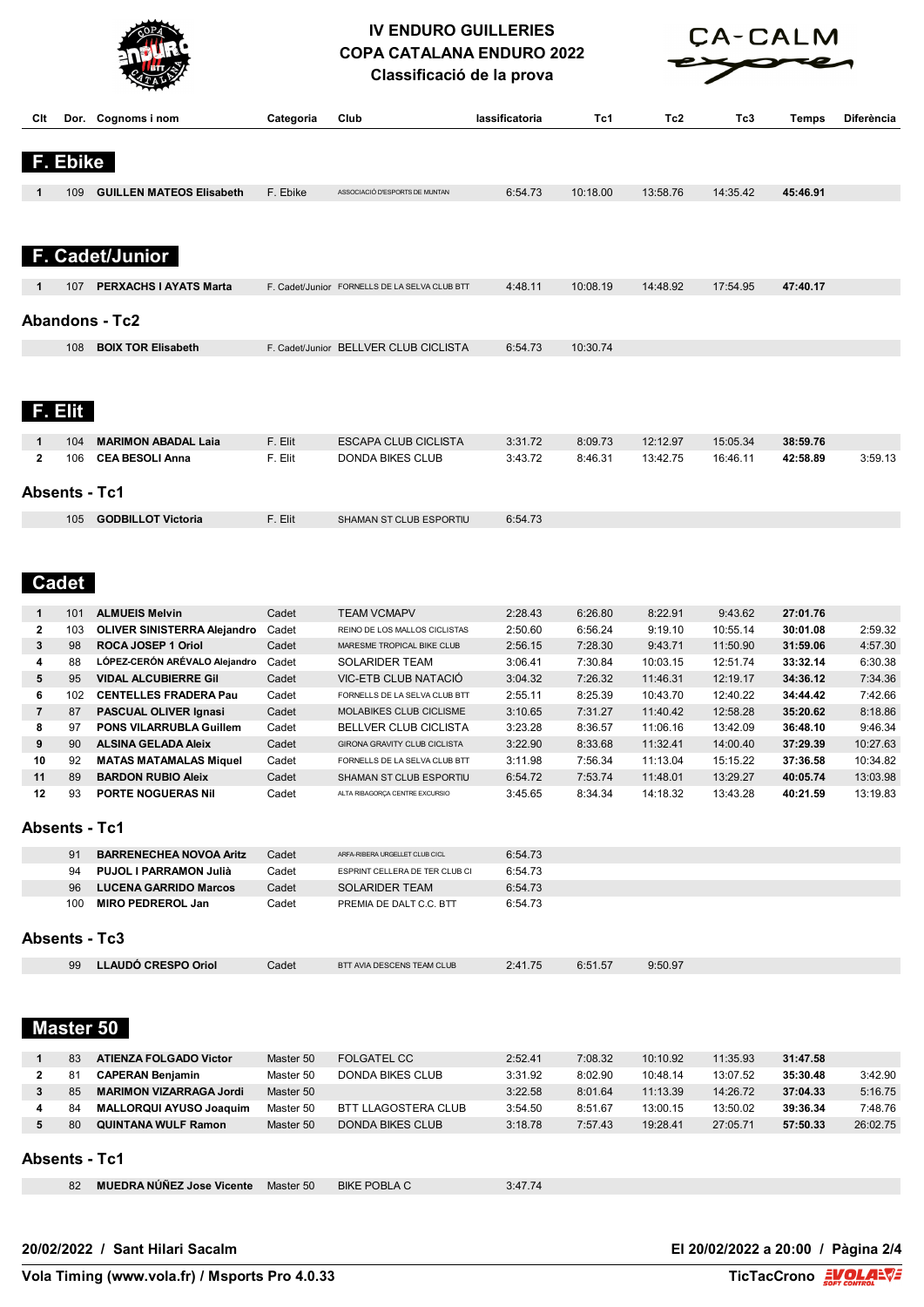# IV ENDURO GUILLERIES
# COPA CATALANA ENDURO 2022
## Classificació de la prova

| Clt | Dor. | Cognoms i nom | Categoria | Club | lassificatoria | Tc1 | Tc2 | Tc3 | Temps | Diferència |
|---|---|---|---|---|---|---|---|---|---|---|

## F. Ebike

| Clt | Dor. | Cognoms i nom | Categoria | Club | lassificatoria | Tc1 | Tc2 | Tc3 | Temps | Diferència |
|---|---|---|---|---|---|---|---|---|---|---|
| 1 | 109 | **GUILLEN MATEOS Elisabeth** | F. Ebike | ASSOCIACIÓ D'ESPORTS DE MUNTAN | 6:54.73 | 10:18.00 | 13:58.76 | 14:35.42 | **45:46.91** | |

## F. Cadet/Junior

| Clt | Dor. | Cognoms i nom | Categoria | Club | lassificatoria | Tc1 | Tc2 | Tc3 | Temps | Diferència |
|---|---|---|---|---|---|---|---|---|---|---|
| 1 | 107 | **PERXACHS I AYATS Marta** | F. Cadet/Junior | FORNELLS DE LA SELVA CLUB BTT | 4:48.11 | 10:08.19 | 14:48.92 | 17:54.95 | **47:40.17** | |

### Abandons - Tc2

| Clt | Dor. | Cognoms i nom | Categoria | Club | lassificatoria | Tc1 | Tc2 | Tc3 | Temps | Diferència |
|---|---|---|---|---|---|---|---|---|---|---|
| | 108 | **BOIX TOR Elisabeth** | F. Cadet/Junior | BELLVER CLUB CICLISTA | 6:54.73 | 10:30.74 | | | | |

## F. Elit

| Clt | Dor. | Cognoms i nom | Categoria | Club | lassificatoria | Tc1 | Tc2 | Tc3 | Temps | Diferència |
|---|---|---|---|---|---|---|---|---|---|---|
| 1 | 104 | **MARIMON ABADAL Laia** | F. Elit | ESCAPA CLUB CICLISTA | 3:31.72 | 8:09.73 | 12:12.97 | 15:05.34 | **38:59.76** | |
| 2 | 106 | **CEA BESOLI Anna** | F. Elit | DONDA BIKES CLUB | 3:43.72 | 8:46.31 | 13:42.75 | 16:46.11 | **42:58.89** | 3:59.13 |

### Absents - Tc1

| Clt | Dor. | Cognoms i nom | Categoria | Club | lassificatoria | Tc1 | Tc2 | Tc3 | Temps | Diferència |
|---|---|---|---|---|---|---|---|---|---|---|
| | 105 | **GODBILLOT Victoria** | F. Elit | SHAMAN ST CLUB ESPORTIU | 6:54.73 | | | | | |

## Cadet

| Clt | Dor. | Cognoms i nom | Categoria | Club | lassificatoria | Tc1 | Tc2 | Tc3 | Temps | Diferència |
|---|---|---|---|---|---|---|---|---|---|---|
| 1 | 101 | **ALMUEIS Melvin** | Cadet | TEAM VCMAPV | 2:28.43 | 6:26.80 | 8:22.91 | 9:43.62 | **27:01.76** | |
| 2 | 103 | **OLIVER SINISTERRA Alejandro** | Cadet | REINO DE LOS MALLOS CICLISTAS | 2:50.60 | 6:56.24 | 9:19.10 | 10:55.14 | **30:01.08** | 2:59.32 |
| 3 | 98 | **ROCA JOSEP 1 Oriol** | Cadet | MARESME TROPICAL BIKE CLUB | 2:56.15 | 7:28.30 | 9:43.71 | 11:50.90 | **31:59.06** | 4:57.30 |
| 4 | 88 | **LÓPEZ-CERÓN ARÉVALO Alejandro** | Cadet | SOLARIDER TEAM | 3:06.41 | 7:30.84 | 10:03.15 | 12:51.74 | **33:32.14** | 6:30.38 |
| 5 | 95 | **VIDAL ALCUBIERRE Gil** | Cadet | VIC-ETB CLUB NATACIÓ | 3:04.32 | 7:26.32 | 11:46.31 | 12:19.17 | **34:36.12** | 7:34.36 |
| 6 | 102 | **CENTELLES FRADERA Pau** | Cadet | FORNELLS DE LA SELVA CLUB BTT | 2:55.11 | 8:25.39 | 10:43.70 | 12:40.22 | **34:44.42** | 7:42.66 |
| 7 | 87 | **PASCUAL OLIVER Ignasi** | Cadet | MOLABIKES CLUB CICLISME | 3:10.65 | 7:31.27 | 11:40.42 | 12:58.28 | **35:20.62** | 8:18.86 |
| 8 | 97 | **PONS VILARRUBLA Guillem** | Cadet | BELLVER CLUB CICLISTA | 3:23.28 | 8:36.57 | 11:06.16 | 13:42.09 | **36:48.10** | 9:46.34 |
| 9 | 90 | **ALSINA GELADA Aleix** | Cadet | GIRONA GRAVITY CLUB CICLISTA | 3:22.90 | 8:33.68 | 11:32.41 | 14:00.40 | **37:29.39** | 10:27.63 |
| 10 | 92 | **MATAS MATAMALAS Miquel** | Cadet | FORNELLS DE LA SELVA CLUB BTT | 3:11.98 | 7:56.34 | 11:13.04 | 15:15.22 | **37:36.58** | 10:34.82 |
| 11 | 89 | **BARDON RUBIO Aleix** | Cadet | SHAMAN ST CLUB ESPORTIU | 6:54.72 | 7:53.74 | 11:48.01 | 13:29.27 | **40:05.74** | 13:03.98 |
| 12 | 93 | **PORTE NOGUERAS Nil** | Cadet | ALTA RIBAGORÇA CENTRE EXCURSIO | 3:45.65 | 8:34.34 | 14:18.32 | 13:43.28 | **40:21.59** | 13:19.83 |

### Absents - Tc1

| Clt | Dor. | Cognoms i nom | Categoria | Club | lassificatoria | Tc1 | Tc2 | Tc3 | Temps | Diferència |
|---|---|---|---|---|---|---|---|---|---|---|
| | 91 | **BARRENECHEA NOVOA Aritz** | Cadet | ARFA-RIBERA URGELLET CLUB CICL | 6:54.73 | | | | | |
| | 94 | **PUJOL I PARRAMON Julià** | Cadet | ESPRINT CELLERA DE TER CLUB CI | 6:54.73 | | | | | |
| | 96 | **LUCENA GARRIDO Marcos** | Cadet | SOLARIDER TEAM | 6:54.73 | | | | | |
| | 100 | **MIRO PEDREROL Jan** | Cadet | PREMIA DE DALT C.C. BTT | 6:54.73 | | | | | |

### Absents - Tc3

| Clt | Dor. | Cognoms i nom | Categoria | Club | lassificatoria | Tc1 | Tc2 | Tc3 | Temps | Diferència |
|---|---|---|---|---|---|---|---|---|---|---|
| | 99 | **LLAUDÓ CRESPO Oriol** | Cadet | BTT AVIA DESCENS TEAM CLUB | 2:41.75 | 6:51.57 | 9:50.97 | | | |

## Master 50

| Clt | Dor. | Cognoms i nom | Categoria | Club | lassificatoria | Tc1 | Tc2 | Tc3 | Temps | Diferència |
|---|---|---|---|---|---|---|---|---|---|---|
| 1 | 83 | **ATIENZA FOLGADO Victor** | Master 50 | FOLGATEL CC | 2:52.41 | 7:08.32 | 10:10.92 | 11:35.93 | **31:47.58** | |
| 2 | 81 | **CAPERAN Benjamin** | Master 50 | DONDA BIKES CLUB | 3:31.92 | 8:02.90 | 10:48.14 | 13:07.52 | **35:30.48** | 3:42.90 |
| 3 | 85 | **MARIMON VIZARRAGA Jordi** | Master 50 | | 3:22.58 | 8:01.64 | 11:13.39 | 14:26.72 | **37:04.33** | 5:16.75 |
| 4 | 84 | **MALLORQUI AYUSO Joaquim** | Master 50 | BTT LLAGOSTERA CLUB | 3:54.50 | 8:51.67 | 13:00.15 | 13:50.02 | **39:36.34** | 7:48.76 |
| 5 | 80 | **QUINTANA WULF Ramon** | Master 50 | DONDA BIKES CLUB | 3:18.78 | 7:57.43 | 19:28.41 | 27:05.71 | **57:50.33** | 26:02.75 |

### Absents - Tc1

| Clt | Dor. | Cognoms i nom | Categoria | Club | lassificatoria | Tc1 | Tc2 | Tc3 | Temps | Diferència |
|---|---|---|---|---|---|---|---|---|---|---|
| | 82 | **MUEDRA NÚÑEZ Jose Vicente** | Master 50 | BIKE POBLA C | 3:47.74 | | | | | |

**20/02/2022 / Sant Hilari Sacalm** — **El 20/02/2022 a 20:00**

**Vola Timing (www.vola.fr) / Msports Pro 4.0.33** — **TicTacCrono**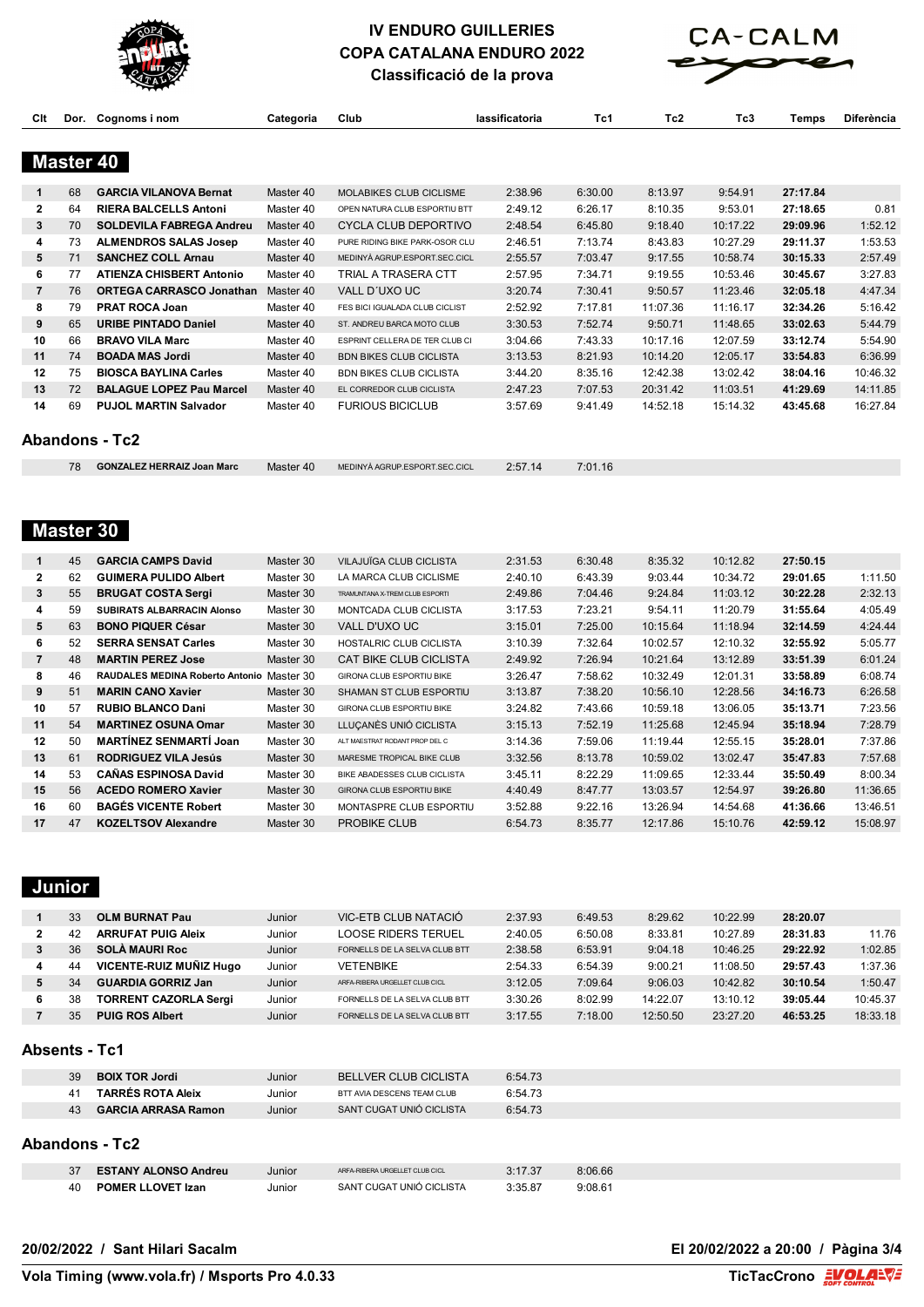# IV ENDURO GUILLERIES
## COPA CATALANA ENDURO 2022
### Classificació de la prova

## Master 40

| Clt | Dor. | Cognoms i nom | Categoria | Club | lassificatoria | Tc1 | Tc2 | Tc3 | Temps | Diferència |
|---|---|---|---|---|---|---|---|---|---|---|
| 1 | 68 | **GARCIA VILANOVA Bernat** | Master 40 | MOLABIKES CLUB CICLISME | 2:38.96 | 6:30.00 | 8:13.97 | 9:54.91 | **27:17.84** | |
| 2 | 64 | **RIERA BALCELLS Antoni** | Master 40 | OPEN NATURA CLUB ESPORTIU BTT | 2:49.12 | 6:26.17 | 8:10.35 | 9:53.01 | **27:18.65** | 0.81 |
| 3 | 70 | **SOLDEVILA FABREGA Andreu** | Master 40 | CYCLA CLUB DEPORTIVO | 2:48.54 | 6:45.80 | 9:18.40 | 10:17.22 | **29:09.96** | 1:52.12 |
| 4 | 73 | **ALMENDROS SALAS Josep** | Master 40 | PURE RIDING BIKE PARK-OSOR CLU | 2:46.51 | 7:13.74 | 8:43.83 | 10:27.29 | **29:11.37** | 1:53.53 |
| 5 | 71 | **SANCHEZ COLL Arnau** | Master 40 | MEDINYÀ AGRUP.ESPORT.SEC.CICL | 2:55.57 | 7:03.47 | 9:17.55 | 10:58.74 | **30:15.33** | 2:57.49 |
| 6 | 77 | **ATIENZA CHISBERT Antonio** | Master 40 | TRIAL A TRASERA CTT | 2:57.95 | 7:34.71 | 9:19.55 | 10:53.46 | **30:45.67** | 3:27.83 |
| 7 | 76 | **ORTEGA CARRASCO Jonathan** | Master 40 | VALL D´UXO UC | 3:20.74 | 7:30.41 | 9:50.57 | 11:23.46 | **32:05.18** | 4:47.34 |
| 8 | 79 | **PRAT ROCA Joan** | Master 40 | FES BICI IGUALADA CLUB CICLIST | 2:52.92 | 7:17.81 | 11:07.36 | 11:16.17 | **32:34.26** | 5:16.42 |
| 9 | 65 | **URIBE PINTADO Daniel** | Master 40 | ST. ANDREU BARCA MOTO CLUB | 3:30.53 | 7:52.74 | 9:50.71 | 11:48.65 | **33:02.63** | 5:44.79 |
| 10 | 66 | **BRAVO VILA Marc** | Master 40 | ESPRINT CELLERA DE TER CLUB CI | 3:04.66 | 7:43.33 | 10:17.16 | 12:07.59 | **33:12.74** | 5:54.90 |
| 11 | 74 | **BOADA MAS Jordi** | Master 40 | BDN BIKES CLUB CICLISTA | 3:13.53 | 8:21.93 | 10:14.20 | 12:05.17 | **33:54.83** | 6:36.99 |
| 12 | 75 | **BIOSCA BAYLINA Carles** | Master 40 | BDN BIKES CLUB CICLISTA | 3:44.20 | 8:35.16 | 12:42.38 | 13:02.42 | **38:04.16** | 10:46.32 |
| 13 | 72 | **BALAGUE LOPEZ Pau Marcel** | Master 40 | EL CORREDOR CLUB CICLISTA | 2:47.23 | 7:07.53 | 20:31.42 | 11:03.51 | **41:29.69** | 14:11.85 |
| 14 | 69 | **PUJOL MARTIN Salvador** | Master 40 | FURIOUS BICICLUB | 3:57.69 | 9:41.49 | 14:52.18 | 15:14.32 | **43:45.68** | 16:27.84 |

### Abandons - Tc2

| Clt | Dor. | Cognoms i nom | Categoria | Club | lassificatoria | Tc1 | Tc2 | Tc3 | Temps | Diferència |
|---|---|---|---|---|---|---|---|---|---|---|
| | 78 | **GONZALEZ HERRAIZ Joan Marc** | Master 40 | MEDINYÀ AGRUP.ESPORT.SEC.CICL | 2:57.14 | 7:01.16 | | | | |

## Master 30

| Clt | Dor. | Cognoms i nom | Categoria | Club | lassificatoria | Tc1 | Tc2 | Tc3 | Temps | Diferència |
|---|---|---|---|---|---|---|---|---|---|---|
| 1 | 45 | **GARCIA CAMPS David** | Master 30 | VILAJUÏGA CLUB CICLISTA | 2:31.53 | 6:30.48 | 8:35.32 | 10:12.82 | **27:50.15** | |
| 2 | 62 | **GUIMERA PULIDO Albert** | Master 30 | LA MARCA CLUB CICLISME | 2:40.10 | 6:43.39 | 9:03.44 | 10:34.72 | **29:01.65** | 1:11.50 |
| 3 | 55 | **BRUGAT COSTA Sergi** | Master 30 | TRAMUNTANA X-TREM CLUB ESPORTI | 2:49.86 | 7:04.46 | 9:24.84 | 11:03.12 | **30:22.28** | 2:32.13 |
| 4 | 59 | **SUBIRATS ALBARRACIN Alonso** | Master 30 | MONTCADA CLUB CICLISTA | 3:17.53 | 7:23.21 | 9:54.11 | 11:20.79 | **31:55.64** | 4:05.49 |
| 5 | 63 | **BONO PIQUER César** | Master 30 | VALL D'UXO UC | 3:15.01 | 7:25.00 | 10:15.64 | 11:18.94 | **32:14.59** | 4:24.44 |
| 6 | 52 | **SERRA SENSAT Carles** | Master 30 | HOSTALRIC CLUB CICLISTA | 3:10.39 | 7:32.64 | 10:02.57 | 12:10.32 | **32:55.92** | 5:05.77 |
| 7 | 48 | **MARTIN PEREZ Jose** | Master 30 | CAT BIKE CLUB CICLISTA | 2:49.92 | 7:26.94 | 10:21.64 | 13:12.89 | **33:51.39** | 6:01.24 |
| 8 | 46 | **RAUDALES MEDINA Roberto Antonio** | Master 30 | GIRONA CLUB ESPORTIU BIKE | 3:26.47 | 7:58.62 | 10:32.49 | 12:01.31 | **33:58.89** | 6:08.74 |
| 9 | 51 | **MARIN CANO Xavier** | Master 30 | SHAMAN ST CLUB ESPORTIU | 3:13.87 | 7:38.20 | 10:56.10 | 12:28.56 | **34:16.73** | 6:26.58 |
| 10 | 57 | **RUBIO BLANCO Dani** | Master 30 | GIRONA CLUB ESPORTIU BIKE | 3:24.82 | 7:43.66 | 10:59.18 | 13:06.05 | **35:13.71** | 7:23.56 |
| 11 | 54 | **MARTINEZ OSUNA Omar** | Master 30 | LLUÇANÈS UNIÓ CICLISTA | 3:15.13 | 7:52.19 | 11:25.68 | 12:45.94 | **35:18.94** | 7:28.79 |
| 12 | 50 | **MARTÍNEZ SENMARTÍ Joan** | Master 30 | ALT MAESTRAT RODANT PROP DEL C | 3:14.36 | 7:59.06 | 11:19.44 | 12:55.15 | **35:28.01** | 7:37.86 |
| 13 | 61 | **RODRIGUEZ VILA Jesús** | Master 30 | MARESME TROPICAL BIKE CLUB | 3:32.56 | 8:13.78 | 10:59.02 | 13:02.47 | **35:47.83** | 7:57.68 |
| 14 | 53 | **CAÑAS ESPINOSA David** | Master 30 | BIKE ABADESSES CLUB CICLISTA | 3:45.11 | 8:22.29 | 11:09.65 | 12:33.44 | **35:50.49** | 8:00.34 |
| 15 | 56 | **ACEDO ROMERO Xavier** | Master 30 | GIRONA CLUB ESPORTIU BIKE | 4:40.49 | 8:47.77 | 13:03.57 | 12:54.97 | **39:26.80** | 11:36.65 |
| 16 | 60 | **BAGÉS VICENTE Robert** | Master 30 | MONTASPRE CLUB ESPORTIU | 3:52.88 | 9:22.16 | 13:26.94 | 14:54.68 | **41:36.66** | 13:46.51 |
| 17 | 47 | **KOZELTSOV Alexandre** | Master 30 | PROBIKE CLUB | 6:54.73 | 8:35.77 | 12:17.86 | 15:10.76 | **42:59.12** | 15:08.97 |

## Junior

| Clt | Dor. | Cognoms i nom | Categoria | Club | lassificatoria | Tc1 | Tc2 | Tc3 | Temps | Diferència |
|---|---|---|---|---|---|---|---|---|---|---|
| 1 | 33 | **OLM BURNAT Pau** | Junior | VIC-ETB CLUB NATACIÓ | 2:37.93 | 6:49.53 | 8:29.62 | 10:22.99 | **28:20.07** | |
| 2 | 42 | **ARRUFAT PUIG Aleix** | Junior | LOOSE RIDERS TERUEL | 2:40.05 | 6:50.08 | 8:33.81 | 10:27.89 | **28:31.83** | 11.76 |
| 3 | 36 | **SOLÀ MAURI Roc** | Junior | FORNELLS DE LA SELVA CLUB BTT | 2:38.58 | 6:53.91 | 9:04.18 | 10:46.25 | **29:22.92** | 1:02.85 |
| 4 | 44 | **VICENTE-RUIZ MUÑIZ Hugo** | Junior | VETENBIKE | 2:54.33 | 6:54.39 | 9:00.21 | 11:08.50 | **29:57.43** | 1:37.36 |
| 5 | 34 | **GUARDIA GORRIZ Jan** | Junior | ARFA-RIBERA URGELLET CLUB CICL | 3:12.05 | 7:09.64 | 9:06.03 | 10:42.82 | **30:10.54** | 1:50.47 |
| 6 | 38 | **TORRENT CAZORLA Sergi** | Junior | FORNELLS DE LA SELVA CLUB BTT | 3:30.26 | 8:02.99 | 14:22.07 | 13:10.12 | **39:05.44** | 10:45.37 |
| 7 | 35 | **PUIG ROS Albert** | Junior | FORNELLS DE LA SELVA CLUB BTT | 3:17.55 | 7:18.00 | 12:50.50 | 23:27.20 | **46:53.25** | 18:33.18 |

### Absents - Tc1

| Clt | Dor. | Cognoms i nom | Categoria | Club | lassificatoria | Tc1 | Tc2 | Tc3 | Temps | Diferència |
|---|---|---|---|---|---|---|---|---|---|---|
| | 39 | **BOIX TOR Jordi** | Junior | BELLVER CLUB CICLISTA | 6:54.73 | | | | | |
| | 41 | **TARRÉS ROTA Aleix** | Junior | BTT AVIA DESCENS TEAM CLUB | 6:54.73 | | | | | |
| | 43 | **GARCIA ARRASA Ramon** | Junior | SANT CUGAT UNIÓ CICLISTA | 6:54.73 | | | | | |

### Abandons - Tc2

| Clt | Dor. | Cognoms i nom | Categoria | Club | lassificatoria | Tc1 | Tc2 | Tc3 | Temps | Diferència |
|---|---|---|---|---|---|---|---|---|---|---|
| | 37 | **ESTANY ALONSO Andreu** | Junior | ARFA-RIBERA URGELLET CLUB CICL | 3:17.37 | 8:06.66 | | | | |
| | 40 | **POMER LLOVET Izan** | Junior | SANT CUGAT UNIÓ CICLISTA | 3:35.87 | 9:08.61 | | | | |

**20/02/2022 / Sant Hilari Sacalm**

Vola Timing (www.vola.fr) / Msports Pro 4.0.33 — TicTacCrono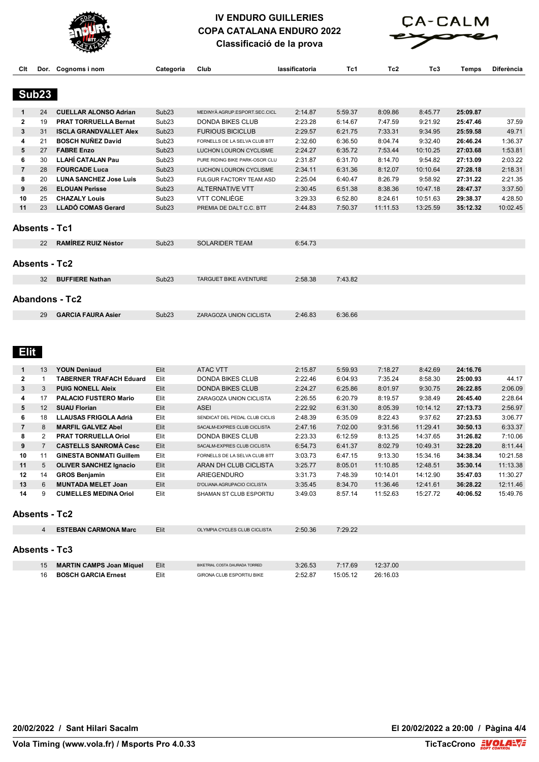# IV ENDURO GUILLERIES
## COPA CATALANA ENDURO 2022
### Classificació de la prova

## Sub23

| Clt | Dor. | Cognoms i nom | Categoria | Club | lassificatoria | Tc1 | Tc2 | Tc3 | Temps | Diferència |
|---|---|---|---|---|---|---|---|---|---|---|
| 1 | 24 | **CUELLAR ALONSO Adrian** | Sub23 | MEDINYÀ AGRUP.ESPORT.SEC.CICL | 2:14.87 | 5:59.37 | 8:09.86 | 8:45.77 | **25:09.87** | |
| 2 | 19 | **PRAT TORRUELLA Bernat** | Sub23 | DONDA BIKES CLUB | 2:23.28 | 6:14.67 | 7:47.59 | 9:21.92 | **25:47.46** | 37.59 |
| 3 | 31 | **ISCLA GRANDVALLET Alex** | Sub23 | FURIOUS BICICLUB | 2:29.57 | 6:21.75 | 7:33.31 | 9:34.95 | **25:59.58** | 49.71 |
| 4 | 21 | **BOSCH NUÑEZ David** | Sub23 | FORNELLS DE LA SELVA CLUB BTT | 2:32.60 | 6:36.50 | 8:04.74 | 9:32.40 | **26:46.24** | 1:36.37 |
| 5 | 27 | **FABRE Enzo** | Sub23 | LUCHON LOURON CYCLISME | 2:24.27 | 6:35.72 | 7:53.44 | 10:10.25 | **27:03.68** | 1:53.81 |
| 6 | 30 | **LLAHÍ CATALAN Pau** | Sub23 | PURE RIDING BIKE PARK-OSOR CLU | 2:31.87 | 6:31.70 | 8:14.70 | 9:54.82 | **27:13.09** | 2:03.22 |
| 7 | 28 | **FOURCADE Luca** | Sub23 | LUCHON LOURON CYCLISME | 2:34.11 | 6:31.36 | 8:12.07 | 10:10.64 | **27:28.18** | 2:18.31 |
| 8 | 20 | **LUNA SANCHEZ Jose Luis** | Sub23 | FULGUR FACTORY TEAM ASD | 2:25.04 | 6:40.47 | 8:26.79 | 9:58.92 | **27:31.22** | 2:21.35 |
| 9 | 26 | **ELOUAN Perisse** | Sub23 | ALTERNATIVE VTT | 2:30.45 | 6:51.38 | 8:38.36 | 10:47.18 | **28:47.37** | 3:37.50 |
| 10 | 25 | **CHAZALY Louis** | Sub23 | VTT CONLIÈGE | 3:29.33 | 6:52.80 | 8:24.61 | 10:51.63 | **29:38.37** | 4:28.50 |
| 11 | 23 | **LLADÓ COMAS Gerard** | Sub23 | PREMIA DE DALT C.C. BTT | 2:44.83 | 7:50.37 | 11:11.53 | 13:25.59 | **35:12.32** | 10:02.45 |

### Absents - Tc1

| | | | | | | | | | | |
|---|---|---|---|---|---|---|---|---|---|---|
| | 22 | **RAMÍREZ RUIZ Néstor** | Sub23 | SOLARIDER TEAM | 6:54.73 | | | | | |

### Absents - Tc2

| | | | | | | | | | | |
|---|---|---|---|---|---|---|---|---|---|---|
| | 32 | **BUFFIERE Nathan** | Sub23 | TARGUET BIKE AVENTURE | 2:58.38 | 7:43.82 | | | | |

### Abandons - Tc2

| | | | | | | | | | | |
|---|---|---|---|---|---|---|---|---|---|---|
| | 29 | **GARCIA FAURA Asier** | Sub23 | ZARAGOZA UNION CICLISTA | 2:46.83 | 6:36.66 | | | | |

## Elit

| Clt | Dor. | Cognoms i nom | Categoria | Club | lassificatoria | Tc1 | Tc2 | Tc3 | Temps | Diferència |
|---|---|---|---|---|---|---|---|---|---|---|
| 1 | 13 | **YOUN Deniaud** | Elit | ATAC VTT | 2:15.87 | 5:59.93 | 7:18.27 | 8:42.69 | **24:16.76** | |
| 2 | 1 | **TABERNER TRAFACH Eduard** | Elit | DONDA BIKES CLUB | 2:22.46 | 6:04.93 | 7:35.24 | 8:58.30 | **25:00.93** | 44.17 |
| 3 | 3 | **PUIG NONELL Aleix** | Elit | DONDA BIKES CLUB | 2:24.27 | 6:25.86 | 8:01.97 | 9:30.75 | **26:22.85** | 2:06.09 |
| 4 | 17 | **PALACIO FUSTERO Mario** | Elit | ZARAGOZA UNION CICLISTA | 2:26.55 | 6:20.79 | 8:19.57 | 9:38.49 | **26:45.40** | 2:28.64 |
| 5 | 12 | **SUAU Florian** | Elit | ASEI | 2:22.92 | 6:31.30 | 8:05.39 | 10:14.12 | **27:13.73** | 2:56.97 |
| 6 | 18 | **LLAUSAS FRIGOLA Adrià** | Elit | SENDICAT DEL PEDAL CLUB CICLIS | 2:48.39 | 6:35.09 | 8:22.43 | 9:37.62 | **27:23.53** | 3:06.77 |
| 7 | 8 | **MARFIL GALVEZ Abel** | Elit | SACALM-EXPRES CLUB CICLISTA | 2:47.16 | 7:02.00 | 9:31.56 | 11:29.41 | **30:50.13** | 6:33.37 |
| 8 | 2 | **PRAT TORRUELLA Oriol** | Elit | DONDA BIKES CLUB | 2:23.33 | 6:12.59 | 8:13.25 | 14:37.65 | **31:26.82** | 7:10.06 |
| 9 | 7 | **CASTELLS SANROMÀ Cesc** | Elit | SACALM-EXPRES CLUB CICLISTA | 6:54.73 | 6:41.37 | 8:02.79 | 10:49.31 | **32:28.20** | 8:11.44 |
| 10 | 11 | **GINESTA BONMATI Guillem** | Elit | FORNELLS DE LA SELVA CLUB BTT | 3:03.73 | 6:47.15 | 9:13.30 | 15:34.16 | **34:38.34** | 10:21.58 |
| 11 | 5 | **OLIVER SANCHEZ Ignacio** | Elit | ARAN DH CLUB CICLISTA | 3:25.77 | 8:05.01 | 11:10.85 | 12:48.51 | **35:30.14** | 11:13.38 |
| 12 | 14 | **GROS Benjamin** | Elit | ARIEGENDURO | 3:31.73 | 7:48.39 | 10:14.01 | 14:12.90 | **35:47.03** | 11:30.27 |
| 13 | 6 | **MUNTADA MELET Joan** | Elit | D'OLIANA AGRUPACIO CICLISTA | 3:35.45 | 8:34.70 | 11:36.46 | 12:41.61 | **36:28.22** | 12:11.46 |
| 14 | 9 | **CUMELLES MEDINA Oriol** | Elit | SHAMAN ST CLUB ESPORTIU | 3:49.03 | 8:57.14 | 11:52.63 | 15:27.72 | **40:06.52** | 15:49.76 |

### Absents - Tc2

| | | | | | | | | | | |
|---|---|---|---|---|---|---|---|---|---|---|
| | 4 | **ESTEBAN CARMONA Marc** | Elit | OLYMPIA CYCLES CLUB CICLISTA | 2:50.36 | 7:29.22 | | | | |

### Absents - Tc3

| | | | | | | | | | | |
|---|---|---|---|---|---|---|---|---|---|---|
| | 15 | **MARTIN CAMPS Joan Miquel** | Elit | BIKETRIAL COSTA DAURADA TORRED | 3:26.53 | 7:17.69 | 12:37.00 | | | |
| | 16 | **BOSCH GARCIA Ernest** | Elit | GIRONA CLUB ESPORTIU BIKE | 2:52.87 | 15:05.12 | 26:16.03 | | | |

20/02/2022 / Sant Hilari Sacalm

El 20/02/2022 a 20:00

Vola Timing (www.vola.fr) / Msports Pro 4.0.33

TicTacCrono